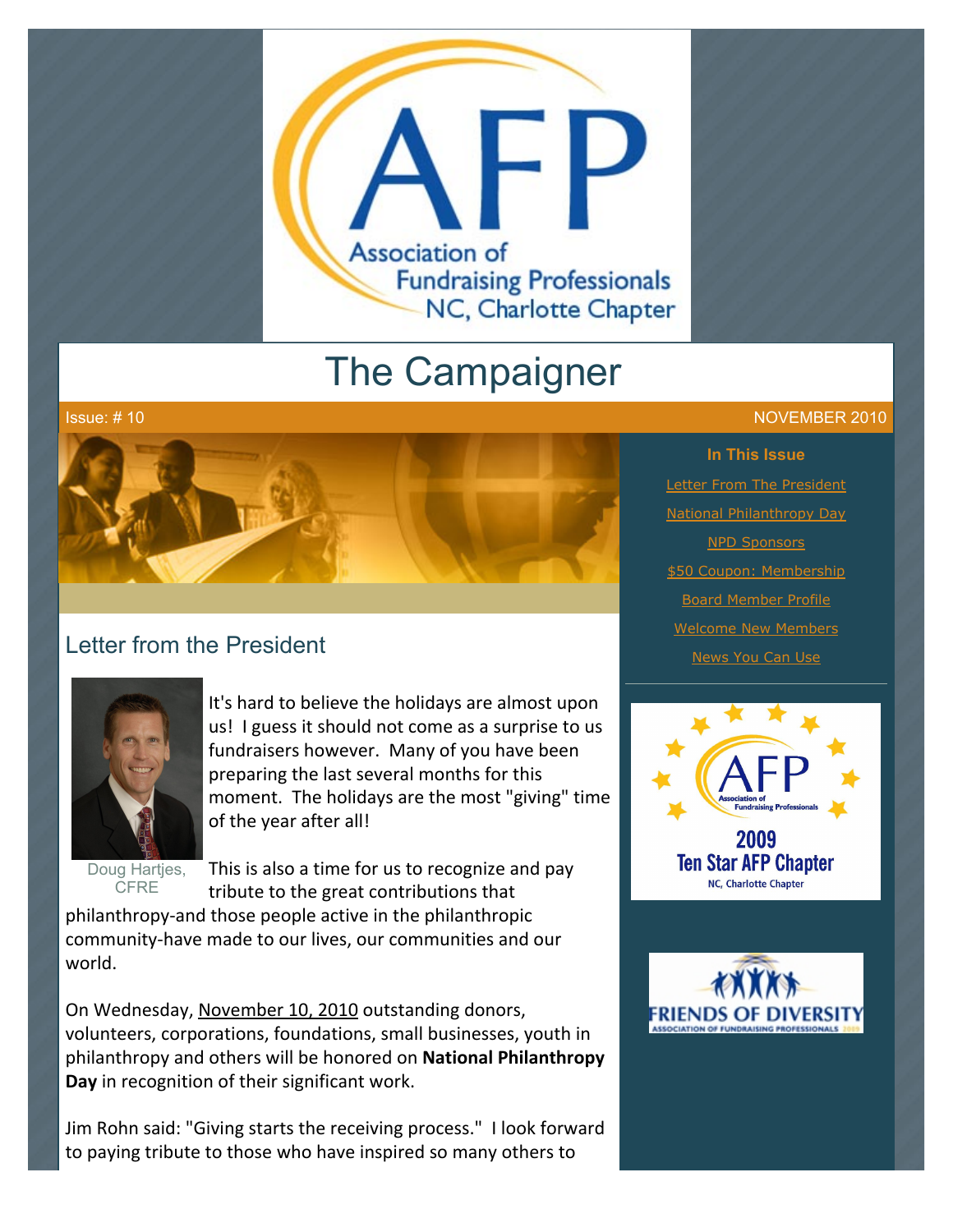# The Campaigner

Issue: # 10 NOVEMBER 2010

**In This Issue**

- Letter From The President
- National Philanthropy Day
- NPD Sponsors
- $50 Coupon: Membership
- Board Member Profile
- Welcome New Members
- News You Can Use

2009 Ten Star AFP Chapter
NC, Charlotte Chapter

FRIENDS OF DIVERSITY
ASSOCIATION OF FUNDRAISING PROFESSIONALS

## Letter from the President

Doug Hartjes, CFRE

It's hard to believe the holidays are almost upon us! I guess it should not come as a surprise to us fundraisers however. Many of you have been preparing the last several months for this moment. The holidays are the most "giving" time of the year after all!

This is also a time for us to recognize and pay tribute to the great contributions that philanthropy-and those people active in the philanthropic community-have made to our lives, our communities and our world.

On Wednesday, November 10, 2010 outstanding donors, volunteers, corporations, foundations, small businesses, youth in philanthropy and others will be honored on **National Philanthropy Day** in recognition of their significant work.

Jim Rohn said: "Giving starts the receiving process." I look forward to paying tribute to those who have inspired so many others to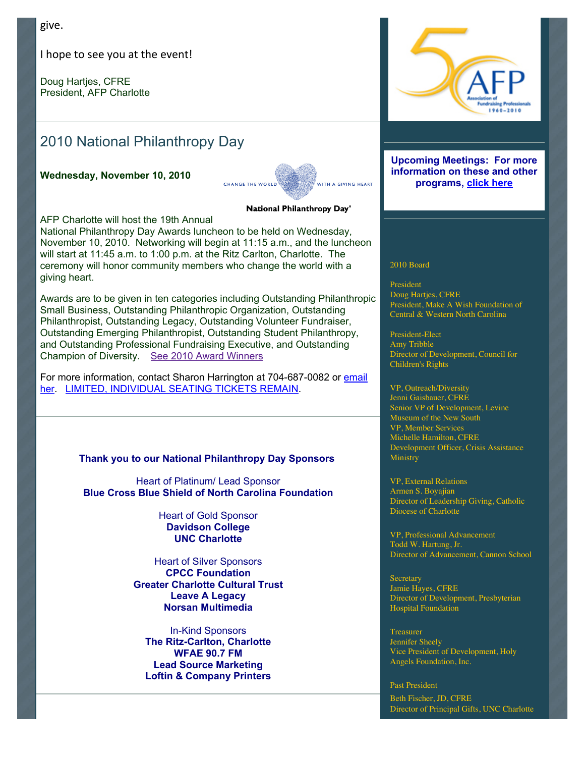give.

I hope to see you at the event!

Doug Hartjes, CFRE
President, AFP Charlotte

## 2010 National Philanthropy Day

**Wednesday, November 10, 2010**

CHANGE THE WORLD WITH A GIVING HEART

National Philanthropy Day®

AFP Charlotte will host the 19th Annual National Philanthropy Day Awards luncheon to be held on Wednesday, November 10, 2010. Networking will begin at 11:15 a.m., and the luncheon will start at 11:45 a.m. to 1:00 p.m. at the Ritz Carlton, Charlotte. The ceremony will honor community members who change the world with a giving heart.

Awards are to be given in ten categories including Outstanding Philanthropic Small Business, Outstanding Philanthropic Organization, Outstanding Philanthropist, Outstanding Legacy, Outstanding Volunteer Fundraiser, Outstanding Emerging Philanthropist, Outstanding Student Philanthropy, and Outstanding Professional Fundraising Executive, and Outstanding Champion of Diversity. See 2010 Award Winners

For more information, contact Sharon Harrington at 704-687-0082 or email her. LIMITED, INDIVIDUAL SEATING TICKETS REMAIN.

**Thank you to our National Philanthropy Day Sponsors**

Heart of Platinum/ Lead Sponsor
**Blue Cross Blue Shield of North Carolina Foundation**

Heart of Gold Sponsor
**Davidson College**
**UNC Charlotte**

Heart of Silver Sponsors
**CPCC Foundation**
**Greater Charlotte Cultural Trust**
**Leave A Legacy**
**Norsan Multimedia**

In-Kind Sponsors
**The Ritz-Carlton, Charlotte**
**WFAE 90.7 FM**
**Lead Source Marketing**
**Loftin & Company Printers**

AFP Association of Fundraising Professionals 1960–2010

**Upcoming Meetings: For more information on these and other programs, click here**

2010 Board

President
Doug Hartjes, CFRE
President, Make A Wish Foundation of Central & Western North Carolina

President-Elect
Amy Tribble
Director of Development, Council for Children's Rights

VP, Outreach/Diversity
Jenni Gaisbauer, CFRE
Senior VP of Development, Levine Museum of the New South

VP, Member Services
Michelle Hamilton, CFRE
Development Officer, Crisis Assistance Ministry

VP, External Relations
Armen S. Boyajian
Director of Leadership Giving, Catholic Diocese of Charlotte

VP, Professional Advancement
Todd W. Hartung, Jr.
Director of Advancement, Cannon School

Secretary
Jamie Hayes, CFRE
Director of Development, Presbyterian Hospital Foundation

Treasurer
Jennifer Sheely
Vice President of Development, Holy Angels Foundation, Inc.

Past President
Beth Fischer, JD, CFRE
Director of Principal Gifts, UNC Charlotte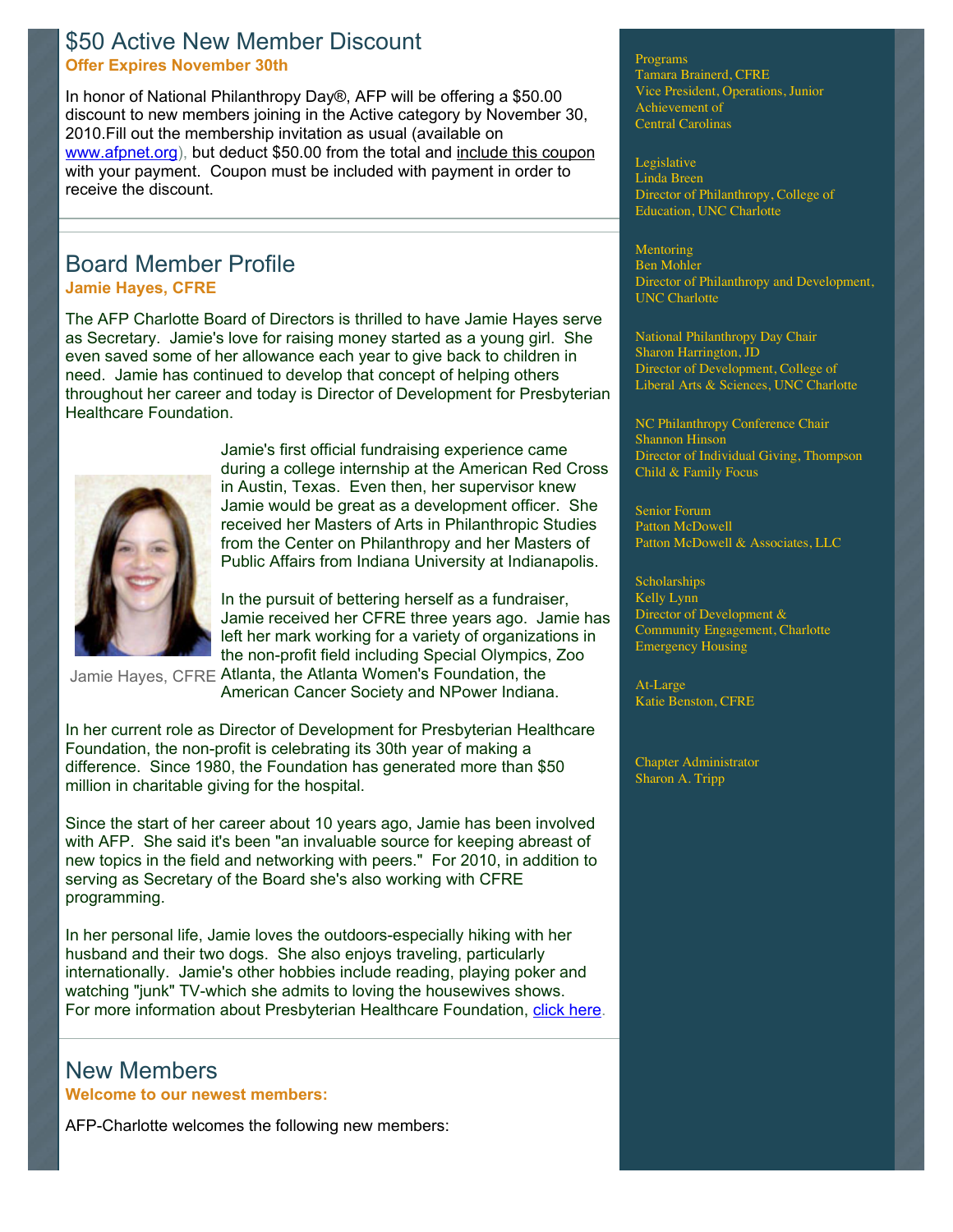## $50 Active New Member Discount

**Offer Expires November 30th**

In honor of National Philanthropy Day®, AFP will be offering a $50.00 discount to new members joining in the Active category by November 30, 2010.Fill out the membership invitation as usual (available on www.afpnet.org), but deduct $50.00 from the total and include this coupon with your payment. Coupon must be included with payment in order to receive the discount.

## Board Member Profile

**Jamie Hayes, CFRE**

The AFP Charlotte Board of Directors is thrilled to have Jamie Hayes serve as Secretary. Jamie's love for raising money started as a young girl. She even saved some of her allowance each year to give back to children in need. Jamie has continued to develop that concept of helping others throughout her career and today is Director of Development for Presbyterian Healthcare Foundation.

Jamie Hayes, CFRE

Jamie's first official fundraising experience came during a college internship at the American Red Cross in Austin, Texas. Even then, her supervisor knew Jamie would be great as a development officer. She received her Masters of Arts in Philanthropic Studies from the Center on Philanthropy and her Masters of Public Affairs from Indiana University at Indianapolis.

In the pursuit of bettering herself as a fundraiser, Jamie received her CFRE three years ago. Jamie has left her mark working for a variety of organizations in the non-profit field including Special Olympics, Zoo Atlanta, the Atlanta Women's Foundation, the American Cancer Society and NPower Indiana.

In her current role as Director of Development for Presbyterian Healthcare Foundation, the non-profit is celebrating its 30th year of making a difference. Since 1980, the Foundation has generated more than $50 million in charitable giving for the hospital.

Since the start of her career about 10 years ago, Jamie has been involved with AFP. She said it's been "an invaluable source for keeping abreast of new topics in the field and networking with peers." For 2010, in addition to serving as Secretary of the Board she's also working with CFRE programming.

In her personal life, Jamie loves the outdoors-especially hiking with her husband and their two dogs. She also enjoys traveling, particularly internationally. Jamie's other hobbies include reading, playing poker and watching "junk" TV-which she admits to loving the housewives shows. For more information about Presbyterian Healthcare Foundation, click here.

## New Members

**Welcome to our newest members:**

AFP-Charlotte welcomes the following new members:

---

Programs
Tamara Brainerd, CFRE
Vice President, Operations, Junior Achievement of Central Carolinas

Legislative
Linda Breen
Director of Philanthropy, College of Education, UNC Charlotte

Mentoring
Ben Mohler
Director of Philanthropy and Development, UNC Charlotte

National Philanthropy Day Chair
Sharon Harrington, JD
Director of Development, College of Liberal Arts & Sciences, UNC Charlotte

NC Philanthropy Conference Chair
Shannon Hinson
Director of Individual Giving, Thompson Child & Family Focus

Senior Forum
Patton McDowell
Patton McDowell & Associates, LLC

Scholarships
Kelly Lynn
Director of Development & Community Engagement, Charlotte Emergency Housing

At-Large
Katie Benston, CFRE

Chapter Administrator
Sharon A. Tripp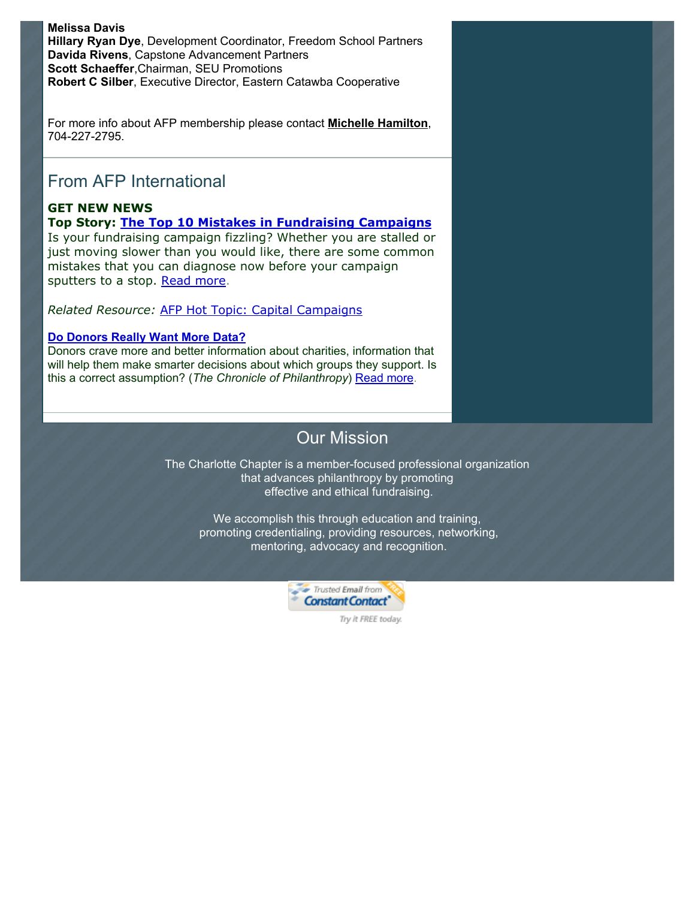**Melissa Davis**
**Hillary Ryan Dye**, Development Coordinator, Freedom School Partners
**Davida Rivens**, Capstone Advancement Partners
**Scott Schaeffer**,Chairman, SEU Promotions
**Robert C Silber**, Executive Director, Eastern Catawba Cooperative

For more info about AFP membership please contact **Michelle Hamilton**, 704-227-2795.

## From AFP International

**GET NEW NEWS**
**Top Story: The Top 10 Mistakes in Fundraising Campaigns**
Is your fundraising campaign fizzling? Whether you are stalled or just moving slower than you would like, there are some common mistakes that you can diagnose now before your campaign sputters to a stop. Read more.

*Related Resource:* AFP Hot Topic: Capital Campaigns

**Do Donors Really Want More Data?**
Donors crave more and better information about charities, information that will help them make smarter decisions about which groups they support. Is this a correct assumption? (*The Chronicle of Philanthropy*) Read more.

## Our Mission

The Charlotte Chapter is a member-focused professional organization that advances philanthropy by promoting effective and ethical fundraising.

We accomplish this through education and training, promoting credentialing, providing resources, networking, mentoring, advocacy and recognition.